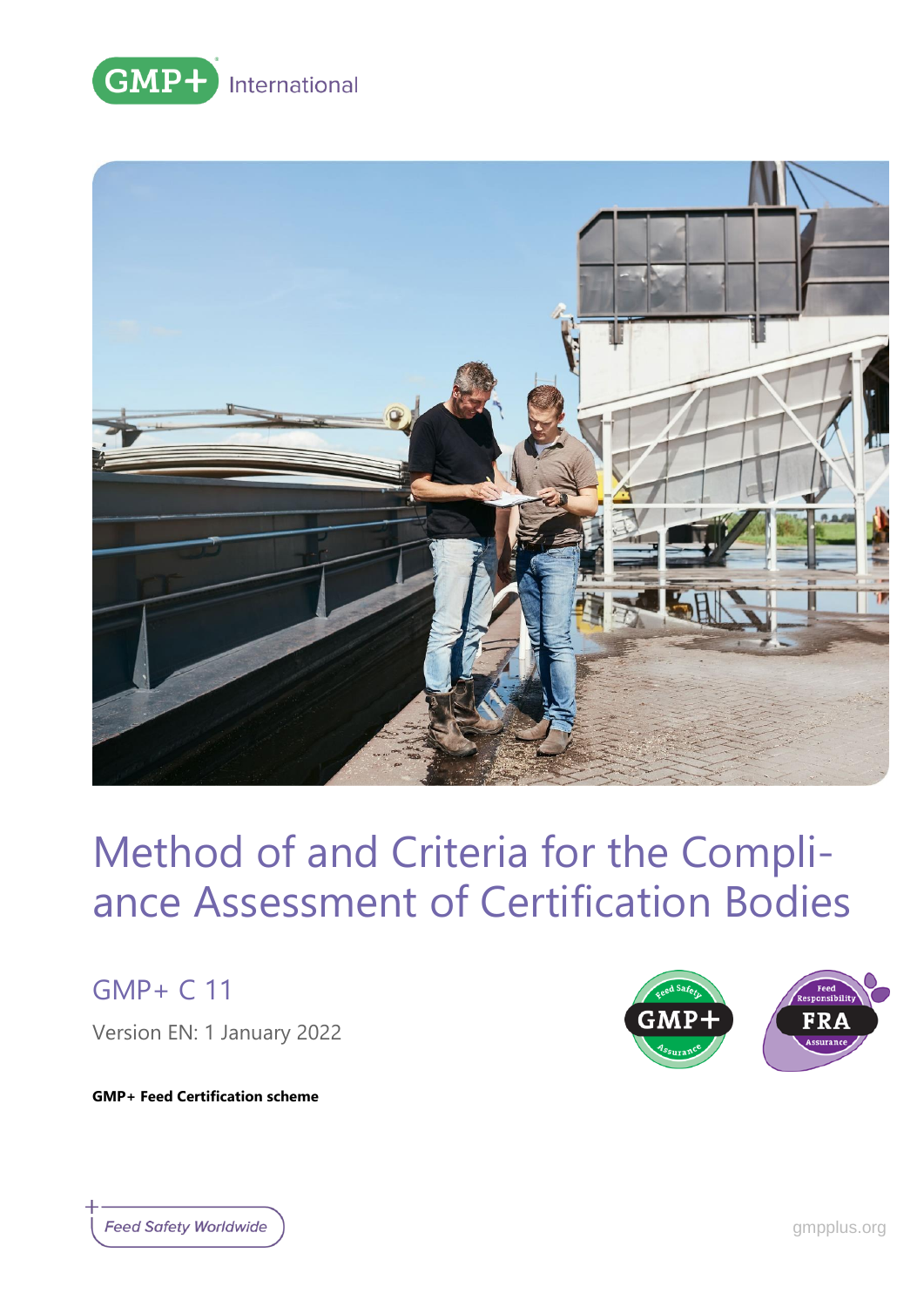GMP+ International

# Method of and Criteria for the Compliance Assessment of Certification Bodies

## GMP+ C 11

Version EN: 1 January 2022

**GMP+ Feed Certification scheme**

*Feed Safety Worldwide*

gmpplus.org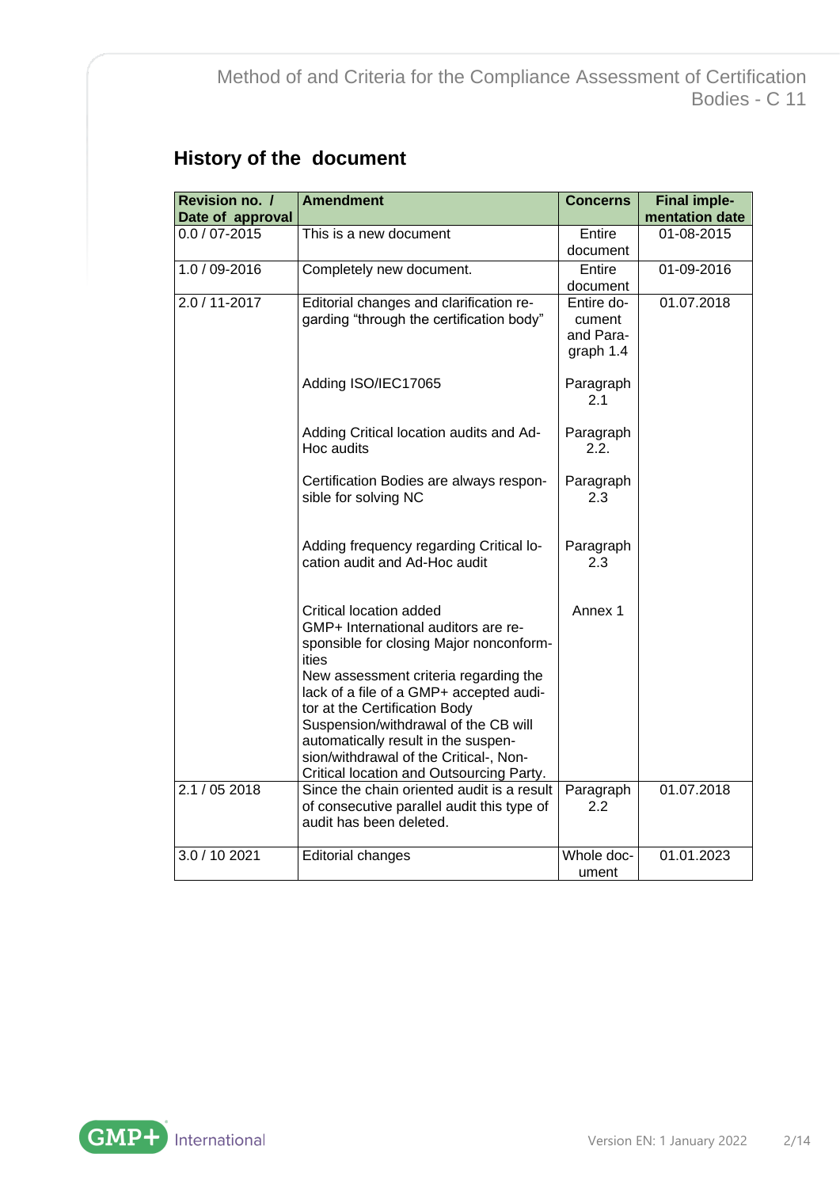## History of the document

| Revision no. / Date of approval | Amendment | Concerns | Final implementation date |
|---|---|---|---|
| 0.0 / 07-2015 | This is a new document | Entire document | 01-08-2015 |
| 1.0 / 09-2016 | Completely new document. | Entire document | 01-09-2016 |
| 2.0 / 11-2017 | Editorial changes and clarification regarding "through the certification body" | Entire document and Paragraph 1.4 | 01.07.2018 |
| | Adding ISO/IEC17065 | Paragraph 2.1 | |
| | Adding Critical location audits and Ad-Hoc audits | Paragraph 2.2. | |
| | Certification Bodies are always responsible for solving NC | Paragraph 2.3 | |
| | Adding frequency regarding Critical location audit and Ad-Hoc audit | Paragraph 2.3 | |
| | Critical location added<br>GMP+ International auditors are responsible for closing Major nonconformities<br>New assessment criteria regarding the lack of a file of a GMP+ accepted auditor at the Certification Body<br>Suspension/withdrawal of the CB will automatically result in the suspension/withdrawal of the Critical-, Non-Critical location and Outsourcing Party. | Annex 1 | |
| 2.1 / 05 2018 | Since the chain oriented audit is a result of consecutive parallel audit this type of audit has been deleted. | Paragraph 2.2 | 01.07.2018 |
| 3.0 / 10 2021 | Editorial changes | Whole document | 01.01.2023 |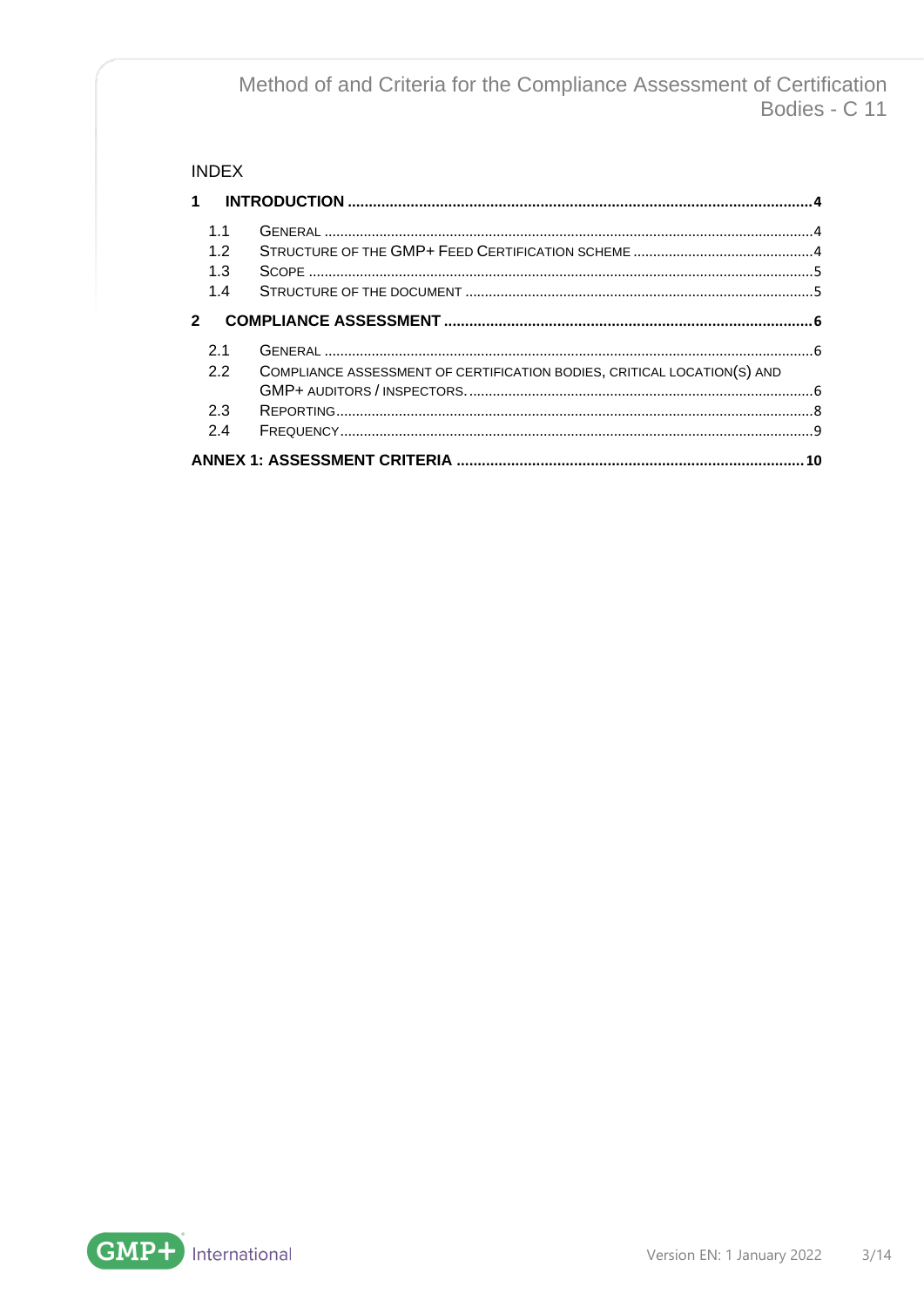INDEX

**1 INTRODUCTION ..... 4**

- 1.1 GENERAL ..... 4
- 1.2 STRUCTURE OF THE GMP+ FEED CERTIFICATION SCHEME ..... 4
- 1.3 SCOPE ..... 5
- 1.4 STRUCTURE OF THE DOCUMENT ..... 5

**2 COMPLIANCE ASSESSMENT ..... 6**

- 2.1 GENERAL ..... 6
- 2.2 COMPLIANCE ASSESSMENT OF CERTIFICATION BODIES, CRITICAL LOCATION(S) AND GMP+ AUDITORS / INSPECTORS. ..... 6
- 2.3 REPORTING ..... 8
- 2.4 FREQUENCY ..... 9

**ANNEX 1: ASSESSMENT CRITERIA ..... 10**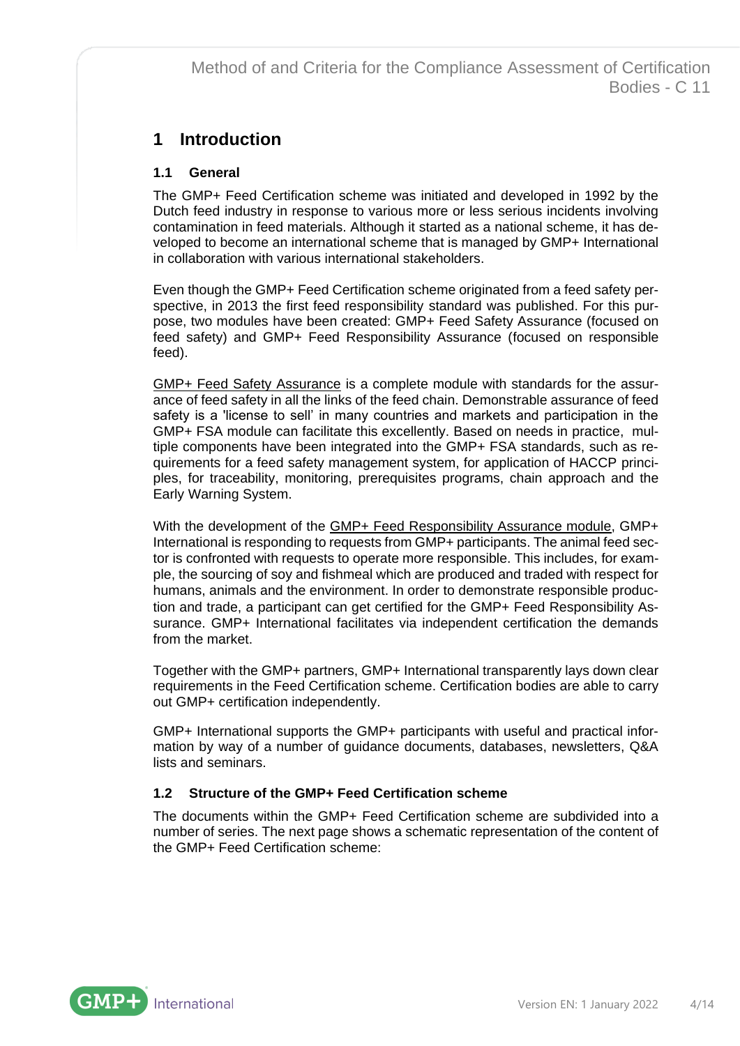# 1 Introduction

## 1.1 General

The GMP+ Feed Certification scheme was initiated and developed in 1992 by the Dutch feed industry in response to various more or less serious incidents involving contamination in feed materials. Although it started as a national scheme, it has developed to become an international scheme that is managed by GMP+ International in collaboration with various international stakeholders.

Even though the GMP+ Feed Certification scheme originated from a feed safety perspective, in 2013 the first feed responsibility standard was published. For this purpose, two modules have been created: GMP+ Feed Safety Assurance (focused on feed safety) and GMP+ Feed Responsibility Assurance (focused on responsible feed).

GMP+ Feed Safety Assurance is a complete module with standards for the assurance of feed safety in all the links of the feed chain. Demonstrable assurance of feed safety is a 'license to sell' in many countries and markets and participation in the GMP+ FSA module can facilitate this excellently. Based on needs in practice, multiple components have been integrated into the GMP+ FSA standards, such as requirements for a feed safety management system, for application of HACCP principles, for traceability, monitoring, prerequisites programs, chain approach and the Early Warning System.

With the development of the GMP+ Feed Responsibility Assurance module, GMP+ International is responding to requests from GMP+ participants. The animal feed sector is confronted with requests to operate more responsible. This includes, for example, the sourcing of soy and fishmeal which are produced and traded with respect for humans, animals and the environment. In order to demonstrate responsible production and trade, a participant can get certified for the GMP+ Feed Responsibility Assurance. GMP+ International facilitates via independent certification the demands from the market.

Together with the GMP+ partners, GMP+ International transparently lays down clear requirements in the Feed Certification scheme. Certification bodies are able to carry out GMP+ certification independently.

GMP+ International supports the GMP+ participants with useful and practical information by way of a number of guidance documents, databases, newsletters, Q&A lists and seminars.

## 1.2 Structure of the GMP+ Feed Certification scheme

The documents within the GMP+ Feed Certification scheme are subdivided into a number of series. The next page shows a schematic representation of the content of the GMP+ Feed Certification scheme: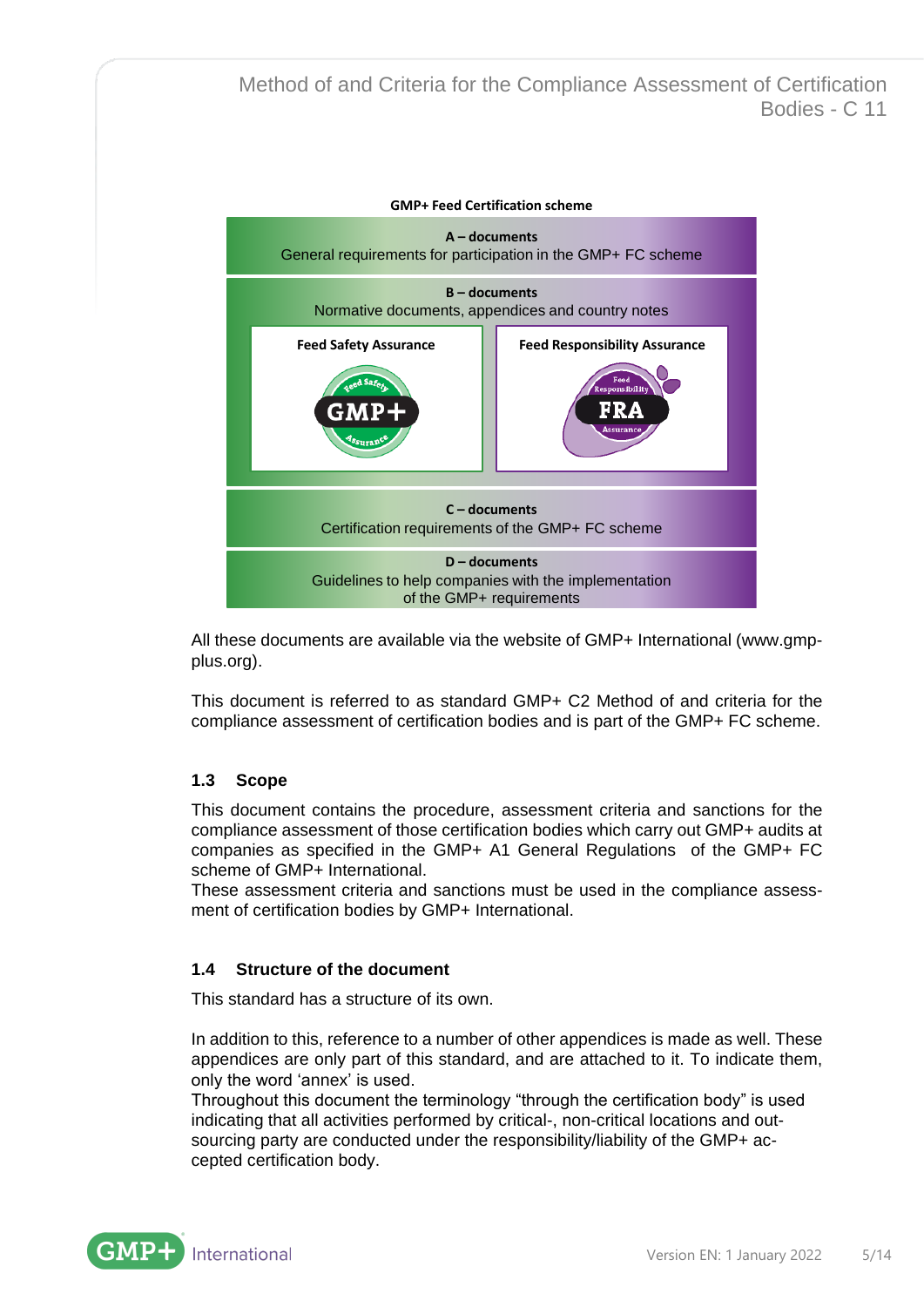**GMP+ Feed Certification scheme**

**A – documents**
General requirements for participation in the GMP+ FC scheme

**B – documents**
Normative documents, appendices and country notes

| Feed Safety Assurance | Feed Responsibility Assurance |
| --- | --- |

**C – documents**
Certification requirements of the GMP+ FC scheme

**D – documents**
Guidelines to help companies with the implementation of the GMP+ requirements

All these documents are available via the website of GMP+ International (www.gmp-plus.org).

This document is referred to as standard GMP+ C2 Method of and criteria for the compliance assessment of certification bodies and is part of the GMP+ FC scheme.

### 1.3 Scope

This document contains the procedure, assessment criteria and sanctions for the compliance assessment of those certification bodies which carry out GMP+ audits at companies as specified in the GMP+ A1 General Regulations of the GMP+ FC scheme of GMP+ International.
These assessment criteria and sanctions must be used in the compliance assessment of certification bodies by GMP+ International.

### 1.4 Structure of the document

This standard has a structure of its own.

In addition to this, reference to a number of other appendices is made as well. These appendices are only part of this standard, and are attached to it. To indicate them, only the word 'annex' is used.
Throughout this document the terminology "through the certification body" is used indicating that all activities performed by critical-, non-critical locations and outsourcing party are conducted under the responsibility/liability of the GMP+ accepted certification body.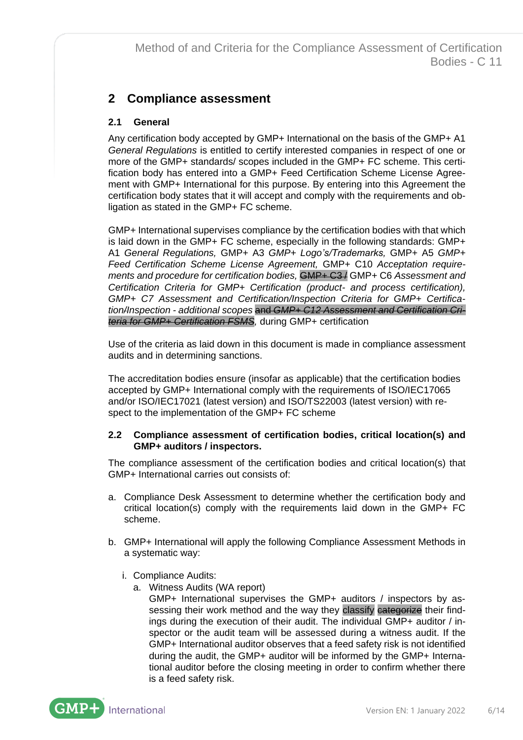# 2 Compliance assessment

## 2.1 General

Any certification body accepted by GMP+ International on the basis of the GMP+ A1 *General Regulations* is entitled to certify interested companies in respect of one or more of the GMP+ standards/ scopes included in the GMP+ FC scheme. This certification body has entered into a GMP+ Feed Certification Scheme License Agreement with GMP+ International for this purpose. By entering into this Agreement the certification body states that it will accept and comply with the requirements and obligation as stated in the GMP+ FC scheme.

GMP+ International supervises compliance by the certification bodies with that which is laid down in the GMP+ FC scheme, especially in the following standards: GMP+ A1 *General Regulations,* GMP+ A3 *GMP+ Logo's/Trademarks,* GMP+ A5 *GMP+ Feed Certification Scheme License Agreement,* GMP+ C10 *Acceptation requirements and procedure for certification bodies,* ~~GMP+ C3 /~~ GMP+ C6 *Assessment and Certification Criteria for GMP+ Certification (product- and process certification), GMP+ C7 Assessment and Certification/Inspection Criteria for GMP+ Certification/Inspection - additional scopes* ~~and *GMP+ C12 Assessment and Certification Criteria for GMP+ Certification FSMS*~~, during GMP+ certification

Use of the criteria as laid down in this document is made in compliance assessment audits and in determining sanctions.

The accreditation bodies ensure (insofar as applicable) that the certification bodies accepted by GMP+ International comply with the requirements of ISO/IEC17065 and/or ISO/IEC17021 (latest version) and ISO/TS22003 (latest version) with respect to the implementation of the GMP+ FC scheme

## 2.2 Compliance assessment of certification bodies, critical location(s) and GMP+ auditors / inspectors.

The compliance assessment of the certification bodies and critical location(s) that GMP+ International carries out consists of:

a. Compliance Desk Assessment to determine whether the certification body and critical location(s) comply with the requirements laid down in the GMP+ FC scheme.

b. GMP+ International will apply the following Compliance Assessment Methods in a systematic way:

   i. Compliance Audits:
      a. Witness Audits (WA report)
      GMP+ International supervises the GMP+ auditors / inspectors by assessing their work method and the way they classify ~~categorize~~ their findings during the execution of their audit. The individual GMP+ auditor / inspector or the audit team will be assessed during a witness audit. If the GMP+ International auditor observes that a feed safety risk is not identified during the audit, the GMP+ auditor will be informed by the GMP+ International auditor before the closing meeting in order to confirm whether there is a feed safety risk.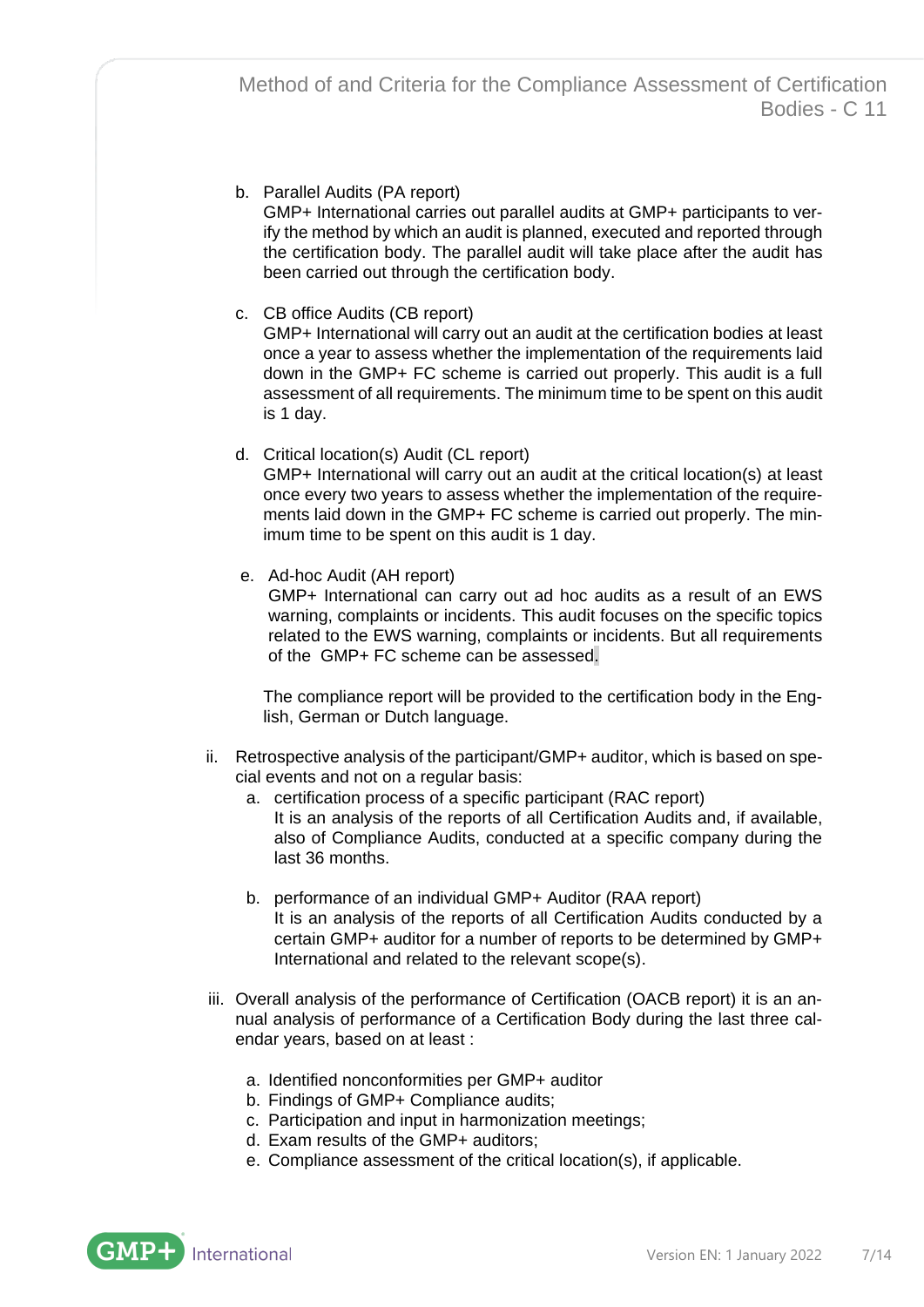b. Parallel Audits (PA report)
   GMP+ International carries out parallel audits at GMP+ participants to verify the method by which an audit is planned, executed and reported through the certification body. The parallel audit will take place after the audit has been carried out through the certification body.

c. CB office Audits (CB report)
   GMP+ International will carry out an audit at the certification bodies at least once a year to assess whether the implementation of the requirements laid down in the GMP+ FC scheme is carried out properly. This audit is a full assessment of all requirements. The minimum time to be spent on this audit is 1 day.

d. Critical location(s) Audit (CL report)
   GMP+ International will carry out an audit at the critical location(s) at least once every two years to assess whether the implementation of the requirements laid down in the GMP+ FC scheme is carried out properly. The minimum time to be spent on this audit is 1 day.

e. Ad-hoc Audit (AH report)
   GMP+ International can carry out ad hoc audits as a result of an EWS warning, complaints or incidents. This audit focuses on the specific topics related to the EWS warning, complaints or incidents. But all requirements of the GMP+ FC scheme can be assessed.

The compliance report will be provided to the certification body in the English, German or Dutch language.

ii. Retrospective analysis of the participant/GMP+ auditor, which is based on special events and not on a regular basis:
   a. certification process of a specific participant (RAC report)
      It is an analysis of the reports of all Certification Audits and, if available, also of Compliance Audits, conducted at a specific company during the last 36 months.

   b. performance of an individual GMP+ Auditor (RAA report)
      It is an analysis of the reports of all Certification Audits conducted by a certain GMP+ auditor for a number of reports to be determined by GMP+ International and related to the relevant scope(s).

iii. Overall analysis of the performance of Certification (OACB report) it is an annual analysis of performance of a Certification Body during the last three calendar years, based on at least :

   a. Identified nonconformities per GMP+ auditor
   b. Findings of GMP+ Compliance audits;
   c. Participation and input in harmonization meetings;
   d. Exam results of the GMP+ auditors;
   e. Compliance assessment of the critical location(s), if applicable.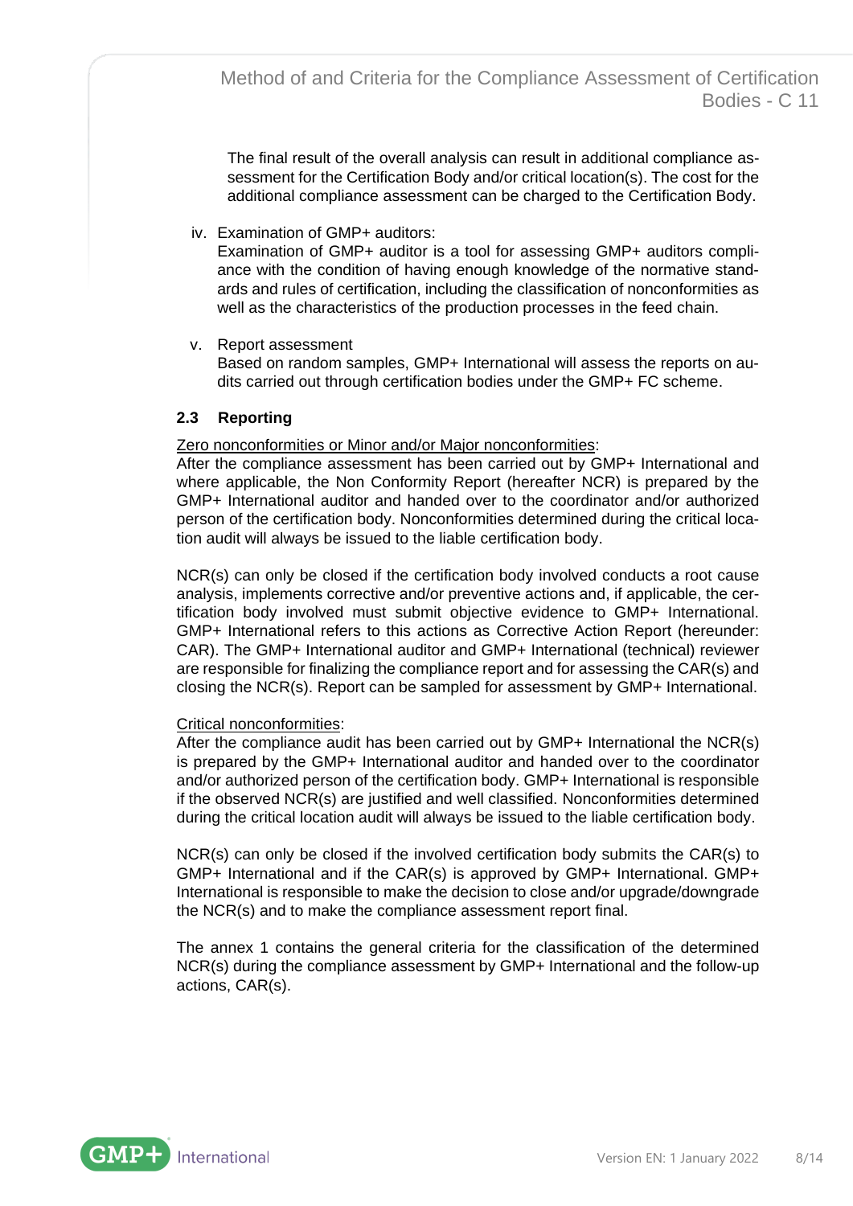The final result of the overall analysis can result in additional compliance assessment for the Certification Body and/or critical location(s). The cost for the additional compliance assessment can be charged to the Certification Body.

iv. Examination of GMP+ auditors:
Examination of GMP+ auditor is a tool for assessing GMP+ auditors compliance with the condition of having enough knowledge of the normative standards and rules of certification, including the classification of nonconformities as well as the characteristics of the production processes in the feed chain.

v. Report assessment
Based on random samples, GMP+ International will assess the reports on audits carried out through certification bodies under the GMP+ FC scheme.

### 2.3 Reporting

Zero nonconformities or Minor and/or Major nonconformities:
After the compliance assessment has been carried out by GMP+ International and where applicable, the Non Conformity Report (hereafter NCR) is prepared by the GMP+ International auditor and handed over to the coordinator and/or authorized person of the certification body. Nonconformities determined during the critical location audit will always be issued to the liable certification body.

NCR(s) can only be closed if the certification body involved conducts a root cause analysis, implements corrective and/or preventive actions and, if applicable, the certification body involved must submit objective evidence to GMP+ International. GMP+ International refers to this actions as Corrective Action Report (hereunder: CAR). The GMP+ International auditor and GMP+ International (technical) reviewer are responsible for finalizing the compliance report and for assessing the CAR(s) and closing the NCR(s). Report can be sampled for assessment by GMP+ International.

Critical nonconformities:
After the compliance audit has been carried out by GMP+ International the NCR(s) is prepared by the GMP+ International auditor and handed over to the coordinator and/or authorized person of the certification body. GMP+ International is responsible if the observed NCR(s) are justified and well classified. Nonconformities determined during the critical location audit will always be issued to the liable certification body.

NCR(s) can only be closed if the involved certification body submits the CAR(s) to GMP+ International and if the CAR(s) is approved by GMP+ International. GMP+ International is responsible to make the decision to close and/or upgrade/downgrade the NCR(s) and to make the compliance assessment report final.

The annex 1 contains the general criteria for the classification of the determined NCR(s) during the compliance assessment by GMP+ International and the follow-up actions, CAR(s).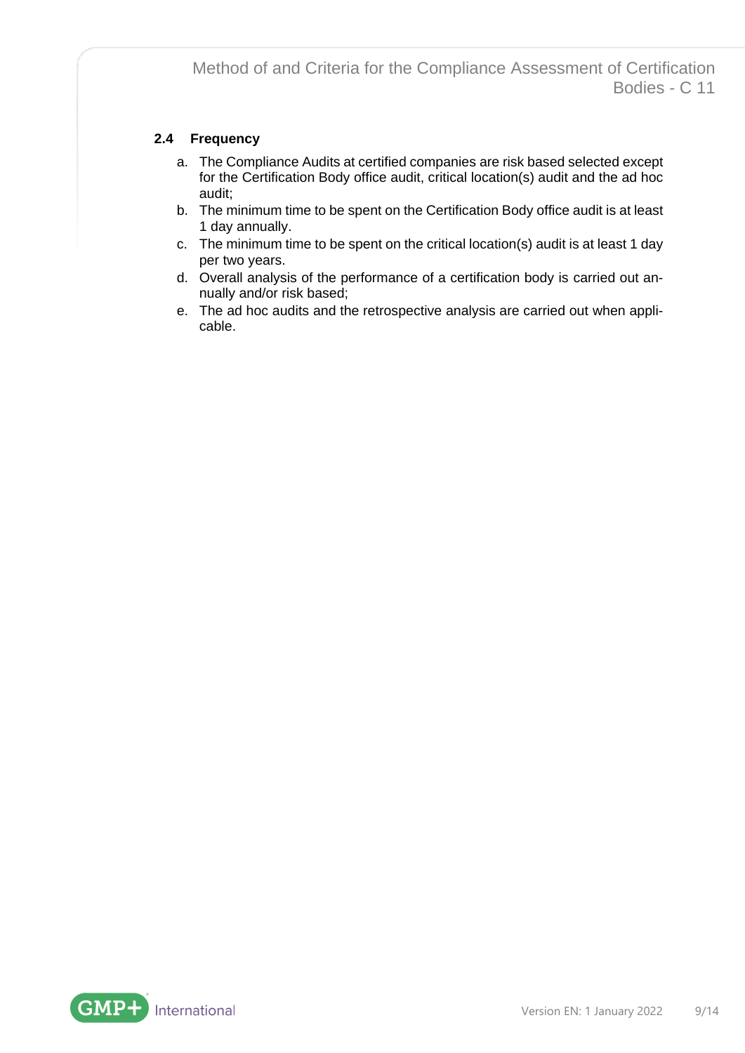### 2.4 Frequency

a. The Compliance Audits at certified companies are risk based selected except for the Certification Body office audit, critical location(s) audit and the ad hoc audit;
b. The minimum time to be spent on the Certification Body office audit is at least 1 day annually.
c. The minimum time to be spent on the critical location(s) audit is at least 1 day per two years.
d. Overall analysis of the performance of a certification body is carried out annually and/or risk based;
e. The ad hoc audits and the retrospective analysis are carried out when applicable.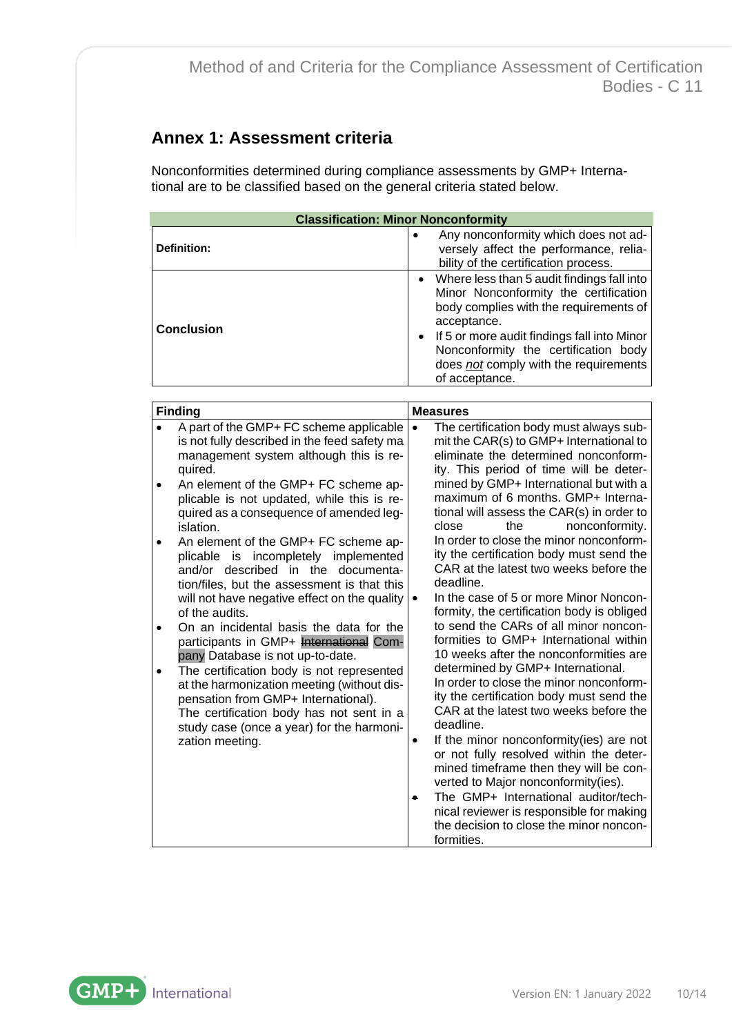## Annex 1: Assessment criteria

Nonconformities determined during compliance assessments by GMP+ International are to be classified based on the general criteria stated below.

| Classification: Minor Nonconformity | |
|---|---|
| **Definition:** | • Any nonconformity which does not adversely affect the performance, reliability of the certification process. |
| **Conclusion** | • Where less than 5 audit findings fall into Minor Nonconformity the certification body complies with the requirements of acceptance.<br>• If 5 or more audit findings fall into Minor Nonconformity the certification body does *not* comply with the requirements of acceptance. |

| Finding | Measures |
|---|---|
| • A part of the GMP+ FC scheme applicable is not fully described in the feed safety ma management system although this is required.<br>• An element of the GMP+ FC scheme applicable is not updated, while this is required as a consequence of amended legislation.<br>• An element of the GMP+ FC scheme applicable is incompletely implemented and/or described in the documentation/files, but the assessment is that this will not have negative effect on the quality of the audits.<br>• On an incidental basis the data for the participants in GMP+ ~~International~~ Company Database is not up-to-date.<br>• The certification body is not represented at the harmonization meeting (without dispensation from GMP+ International).<br>The certification body has not sent in a study case (once a year) for the harmonization meeting. | • The certification body must always submit the CAR(s) to GMP+ International to eliminate the determined nonconformity. This period of time will be determined by GMP+ International but with a maximum of 6 months. GMP+ International will assess the CAR(s) in order to close the nonconformity.<br>In order to close the minor nonconformity the certification body must send the CAR at the latest two weeks before the deadline.<br>• In the case of 5 or more Minor Nonconformity, the certification body is obliged to send the CARs of all minor nonconformities to GMP+ International within 10 weeks after the nonconformities are determined by GMP+ International.<br>In order to close the minor nonconformity the certification body must send the CAR at the latest two weeks before the deadline.<br>• If the minor nonconformity(ies) are not or not fully resolved within the determined timeframe then they will be converted to Major nonconformity(ies).<br>• The GMP+ International auditor/technical reviewer is responsible for making the decision to close the minor nonconformities. |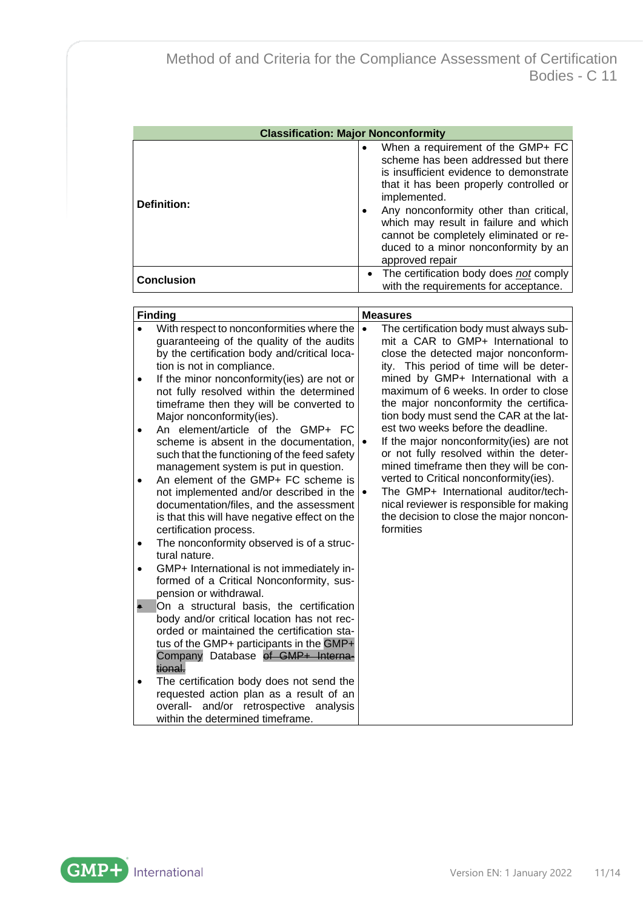| Classification: Major Nonconformity | |
|---|---|
| **Definition:** | • When a requirement of the GMP+ FC scheme has been addressed but there is insufficient evidence to demonstrate that it has been properly controlled or implemented.<br>• Any nonconformity other than critical, which may result in failure and which cannot be completely eliminated or reduced to a minor nonconformity by an approved repair |
| **Conclusion** | • The certification body does *not* comply with the requirements for acceptance. |

| **Finding** | **Measures** |
|---|---|
| • With respect to nonconformities where the guaranteeing of the quality of the audits by the certification body and/critical location is not in compliance.<br>• If the minor nonconformity(ies) are not or not fully resolved within the determined timeframe then they will be converted to Major nonconformity(ies).<br>• An element/article of the GMP+ FC scheme is absent in the documentation, such that the functioning of the feed safety management system is put in question.<br>• An element of the GMP+ FC scheme is not implemented and/or described in the documentation/files, and the assessment is that this will have negative effect on the certification process.<br>• The nonconformity observed is of a structural nature.<br>• GMP+ International is not immediately informed of a Critical Nonconformity, suspension or withdrawal.<br>• On a structural basis, the certification body and/or critical location has not recorded or maintained the certification status of the GMP+ participants in the GMP+ Company Database ~~of GMP+ International.~~<br>• The certification body does not send the requested action plan as a result of an overall- and/or retrospective analysis within the determined timeframe. | • The certification body must always submit a CAR to GMP+ International to close the detected major nonconformity. This period of time will be determined by GMP+ International with a maximum of 6 weeks. In order to close the major nonconformity the certification body must send the CAR at the latest two weeks before the deadline.<br>• If the major nonconformity(ies) are not or not fully resolved within the determined timeframe then they will be converted to Critical nonconformity(ies).<br>• The GMP+ International auditor/technical reviewer is responsible for making the decision to close the major nonconformities |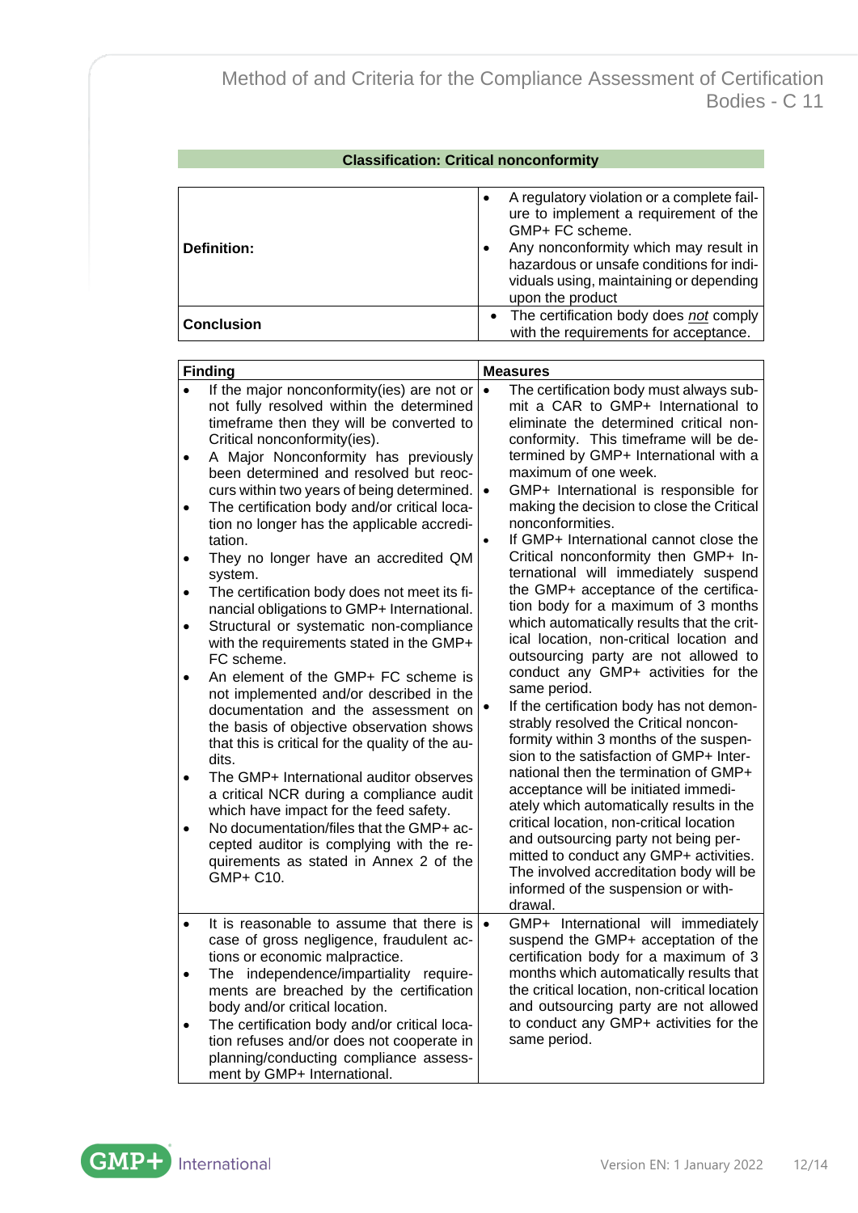**Classification: Critical nonconformity**

| | |
|---|---|
| **Definition:** | • A regulatory violation or a complete failure to implement a requirement of the GMP+ FC scheme.<br>• Any nonconformity which may result in hazardous or unsafe conditions for individuals using, maintaining or depending upon the product |
| **Conclusion** | • The certification body does *not* comply with the requirements for acceptance. |

| Finding | Measures |
|---|---|
| • If the major nonconformity(ies) are not or not fully resolved within the determined timeframe then they will be converted to Critical nonconformity(ies).<br>• A Major Nonconformity has previously been determined and resolved but reoccurs within two years of being determined.<br>• The certification body and/or critical location no longer has the applicable accreditation.<br>• They no longer have an accredited QM system.<br>• The certification body does not meet its financial obligations to GMP+ International.<br>• Structural or systematic non-compliance with the requirements stated in the GMP+ FC scheme.<br>• An element of the GMP+ FC scheme is not implemented and/or described in the documentation and the assessment on the basis of objective observation shows that this is critical for the quality of the audits.<br>• The GMP+ International auditor observes a critical NCR during a compliance audit which have impact for the feed safety.<br>• No documentation/files that the GMP+ accepted auditor is complying with the requirements as stated in Annex 2 of the GMP+ C10. | • The certification body must always submit a CAR to GMP+ International to eliminate the determined critical nonconformity. This timeframe will be determined by GMP+ International with a maximum of one week.<br>• GMP+ International is responsible for making the decision to close the Critical nonconformities.<br>• If GMP+ International cannot close the Critical nonconformity then GMP+ International will immediately suspend the GMP+ acceptance of the certification body for a maximum of 3 months which automatically results that the critical location, non-critical location and outsourcing party are not allowed to conduct any GMP+ activities for the same period.<br>• If the certification body has not demonstrably resolved the Critical nonconformity within 3 months of the suspension to the satisfaction of GMP+ International then the termination of GMP+ acceptance will be initiated immediately which automatically results in the critical location, non-critical location and outsourcing party not being permitted to conduct any GMP+ activities. The involved accreditation body will be informed of the suspension or withdrawal. |
| • It is reasonable to assume that there is case of gross negligence, fraudulent actions or economic malpractice.<br>• The independence/impartiality requirements are breached by the certification body and/or critical location.<br>• The certification body and/or critical location refuses and/or does not cooperate in planning/conducting compliance assessment by GMP+ International. | • GMP+ International will immediately suspend the GMP+ acceptance of the certification body for a maximum of 3 months which automatically results that the critical location, non-critical location and outsourcing party are not allowed to conduct any GMP+ activities for the same period. |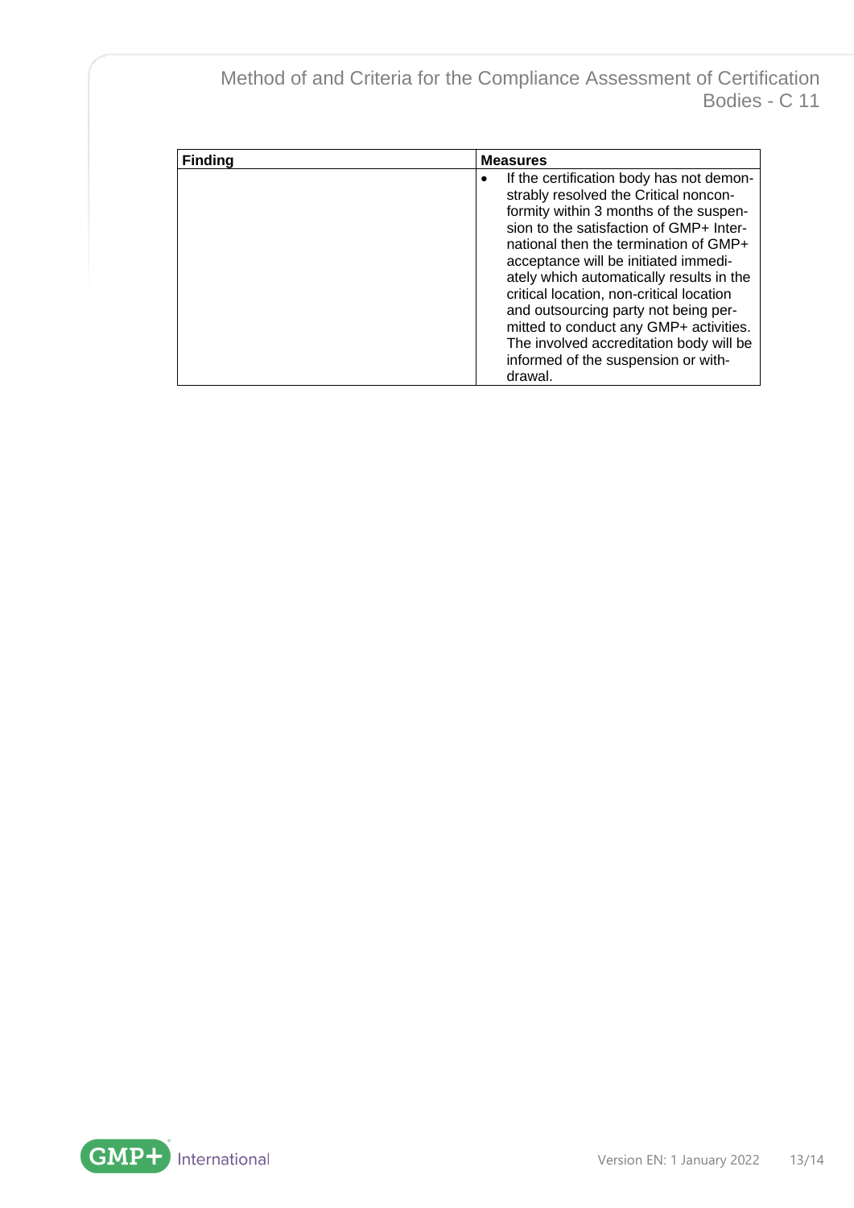| Finding | Measures |
| --- | --- |
| | • If the certification body has not demonstrably resolved the Critical nonconformity within 3 months of the suspension to the satisfaction of GMP+ International then the termination of GMP+ acceptance will be initiated immediately which automatically results in the critical location, non-critical location and outsourcing party not being permitted to conduct any GMP+ activities. The involved accreditation body will be informed of the suspension or withdrawal. |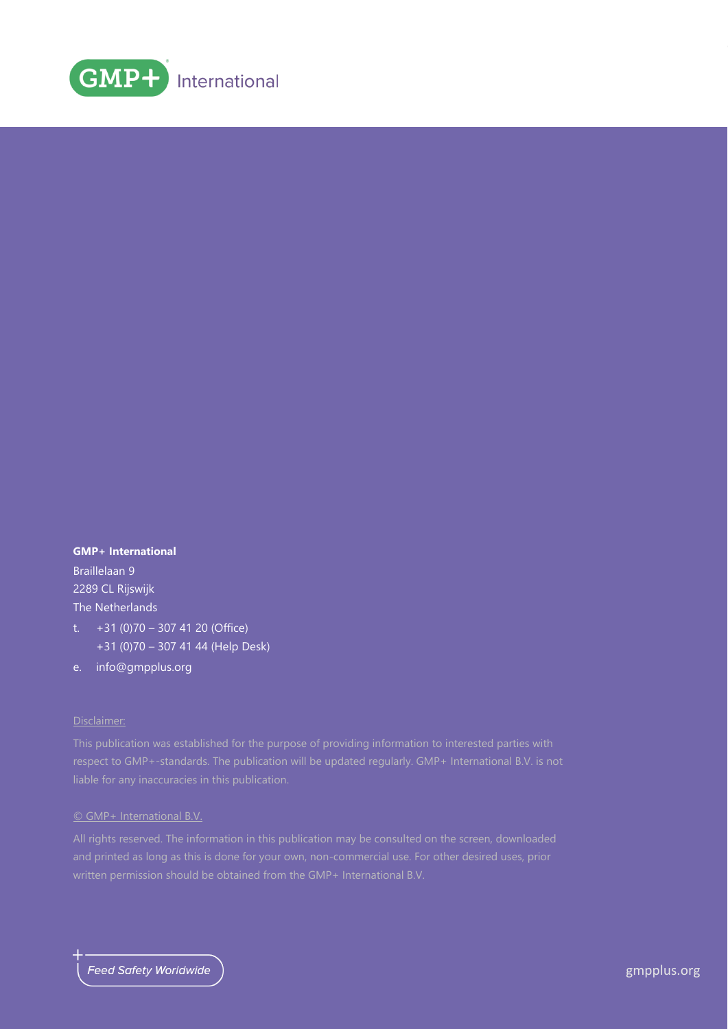GMP+ International

**GMP+ International**

Braillelaan 9
2289 CL Rijswijk
The Netherlands

t. +31 (0)70 – 307 41 20 (Office)
+31 (0)70 – 307 41 44 (Help Desk)

e. info@gmpplus.org

Disclaimer:

This publication was established for the purpose of providing information to interested parties with respect to GMP+-standards. The publication will be updated regularly. GMP+ International B.V. is not liable for any inaccuracies in this publication.

© GMP+ International B.V.

All rights reserved. The information in this publication may be consulted on the screen, downloaded and printed as long as this is done for your own, non-commercial use. For other desired uses, prior written permission should be obtained from the GMP+ International B.V.

*Feed Safety Worldwide*

gmpplus.org